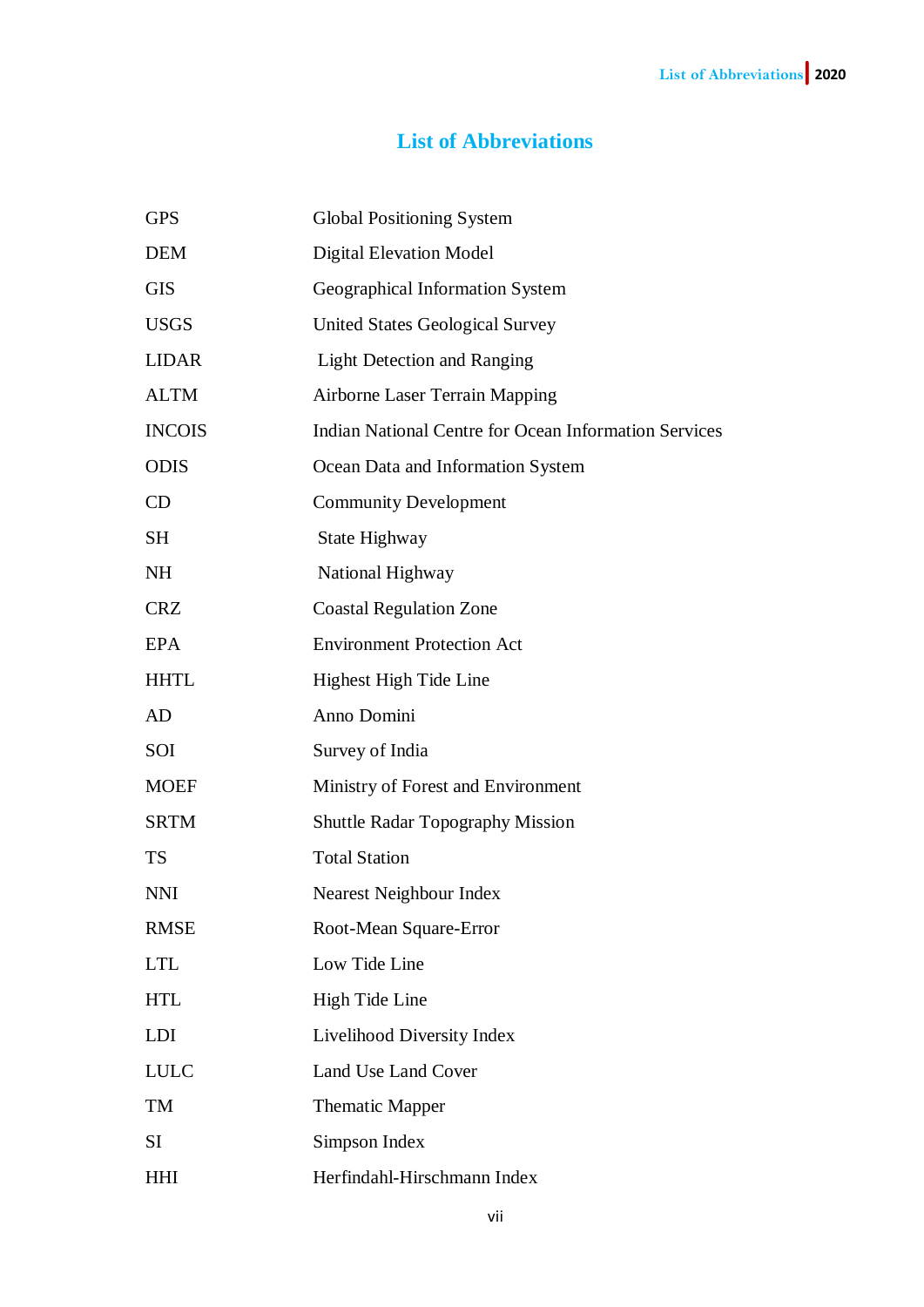# List of Abbreviations

| | |
|---|---|
| GPS | Global Positioning System |
| DEM | Digital Elevation Model |
| GIS | Geographical Information System |
| USGS | United States Geological Survey |
| LIDAR | Light Detection and Ranging |
| ALTM | Airborne Laser Terrain Mapping |
| INCOIS | Indian National Centre for Ocean Information Services |
| ODIS | Ocean Data and Information System |
| CD | Community Development |
| SH | State Highway |
| NH | National Highway |
| CRZ | Coastal Regulation Zone |
| EPA | Environment Protection Act |
| HHTL | Highest High Tide Line |
| AD | Anno Domini |
| SOI | Survey of India |
| MOEF | Ministry of Forest and Environment |
| SRTM | Shuttle Radar Topography Mission |
| TS | Total Station |
| NNI | Nearest Neighbour Index |
| RMSE | Root-Mean Square-Error |
| LTL | Low Tide Line |
| HTL | High Tide Line |
| LDI | Livelihood Diversity Index |
| LULC | Land Use Land Cover |
| TM | Thematic Mapper |
| SI | Simpson Index |
| HHI | Herfindahl-Hirschmann Index |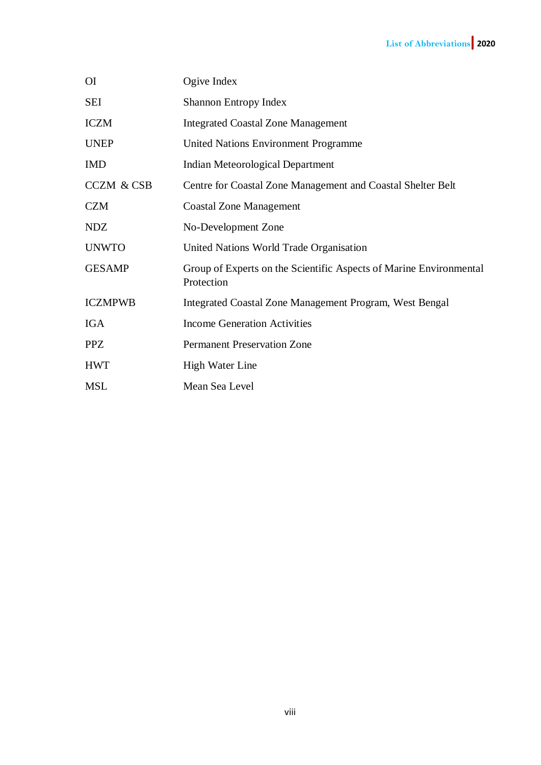| | |
|---|---|
| OI | Ogive Index |
| SEI | Shannon Entropy Index |
| ICZM | Integrated Coastal Zone Management |
| UNEP | United Nations Environment Programme |
| IMD | Indian Meteorological Department |
| CCZM & CSB | Centre for Coastal Zone Management and Coastal Shelter Belt |
| CZM | Coastal Zone Management |
| NDZ | No-Development Zone |
| UNWTO | United Nations World Trade Organisation |
| GESAMP | Group of Experts on the Scientific Aspects of Marine Environmental Protection |
| ICZMPWB | Integrated Coastal Zone Management Program, West Bengal |
| IGA | Income Generation Activities |
| PPZ | Permanent Preservation Zone |
| HWT | High Water Line |
| MSL | Mean Sea Level |